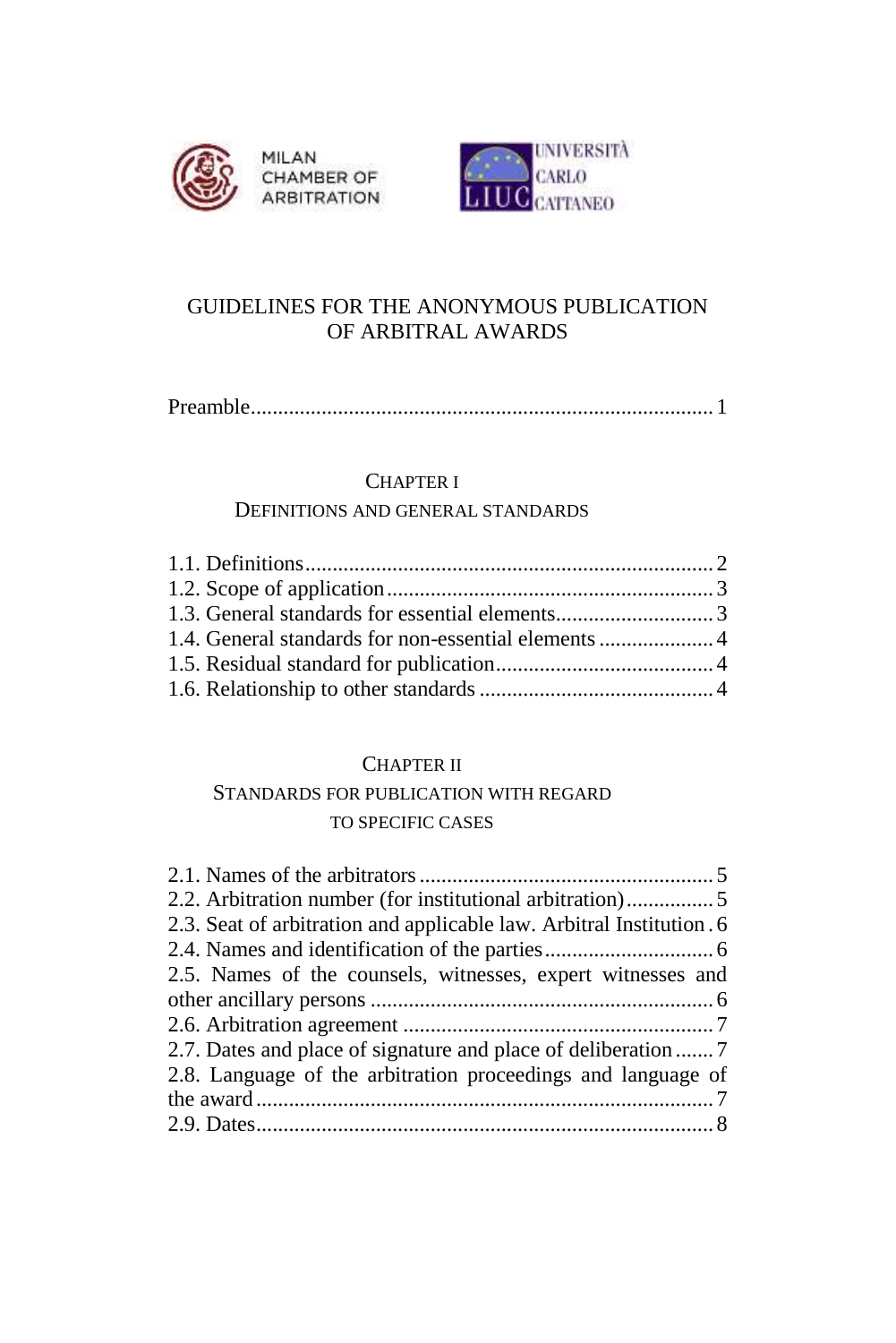MILAN CHAMBER OF ARBITRATION

UNIVERSITÀ CARLO CATTANEO LIUC

# GUIDELINES FOR THE ANONYMOUS PUBLICATION OF ARBITRAL AWARDS

Preamble.................................................................................... 1

## CHAPTER I
## DEFINITIONS AND GENERAL STANDARDS

1.1. Definitions.......................................................................... 2
1.2. Scope of application........................................................... 3
1.3. General standards for essential elements............................ 3
1.4. General standards for non-essential elements .................... 4
1.5. Residual standard for publication....................................... 4
1.6. Relationship to other standards .......................................... 4

## CHAPTER II
## STANDARDS FOR PUBLICATION WITH REGARD TO SPECIFIC CASES

2.1. Names of the arbitrators ...................................................... 5
2.2. Arbitration number (for institutional arbitration)................ 5
2.3. Seat of arbitration and applicable law. Arbitral Institution . 6
2.4. Names and identification of the parties............................... 6
2.5. Names of the counsels, witnesses, expert witnesses and other ancillary persons ............................................................... 6
2.6. Arbitration agreement ......................................................... 7
2.7. Dates and place of signature and place of deliberation ....... 7
2.8. Language of the arbitration proceedings and language of the award.................................................................................... 7
2.9. Dates.................................................................................... 8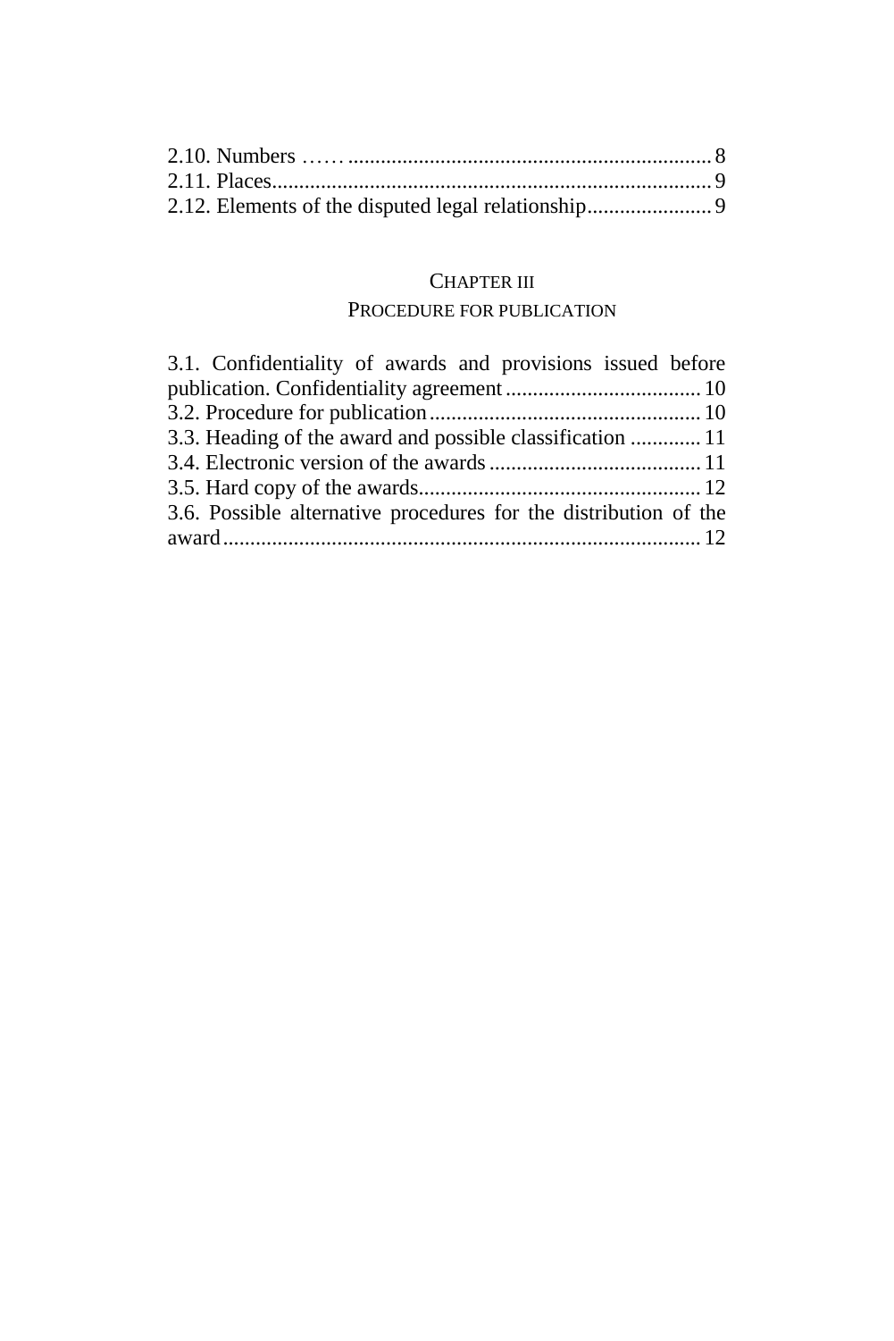2.10. Numbers …… .................................................................. 8
2.11. Places................................................................................ 9
2.12. Elements of the disputed legal relationship....................... 9

## Chapter III
## Procedure for publication

3.1. Confidentiality of awards and provisions issued before publication. Confidentiality agreement.................................... 10
3.2. Procedure for publication.................................................. 10
3.3. Heading of the award and possible classification ............. 11
3.4. Electronic version of the awards ....................................... 11
3.5. Hard copy of the awards.................................................... 12
3.6. Possible alternative procedures for the distribution of the award....................................................................................... 12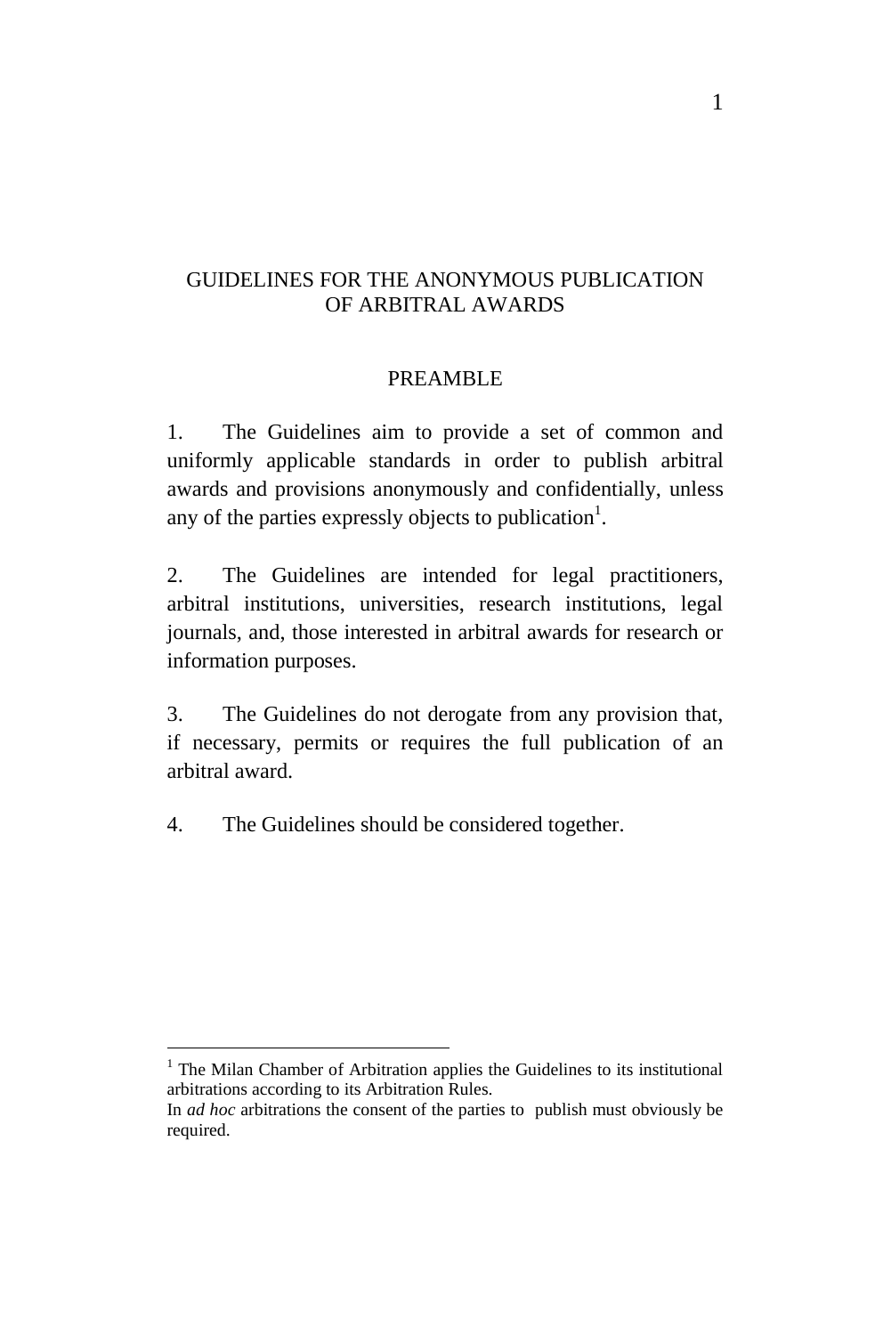# GUIDELINES FOR THE ANONYMOUS PUBLICATION OF ARBITRAL AWARDS

## PREAMBLE

1. The Guidelines aim to provide a set of common and uniformly applicable standards in order to publish arbitral awards and provisions anonymously and confidentially, unless any of the parties expressly objects to publication[1].

2. The Guidelines are intended for legal practitioners, arbitral institutions, universities, research institutions, legal journals, and, those interested in arbitral awards for research or information purposes.

3. The Guidelines do not derogate from any provision that, if necessary, permits or requires the full publication of an arbitral award.

4. The Guidelines should be considered together.

---

[1] The Milan Chamber of Arbitration applies the Guidelines to its institutional arbitrations according to its Arbitration Rules.
In *ad hoc* arbitrations the consent of the parties to publish must obviously be required.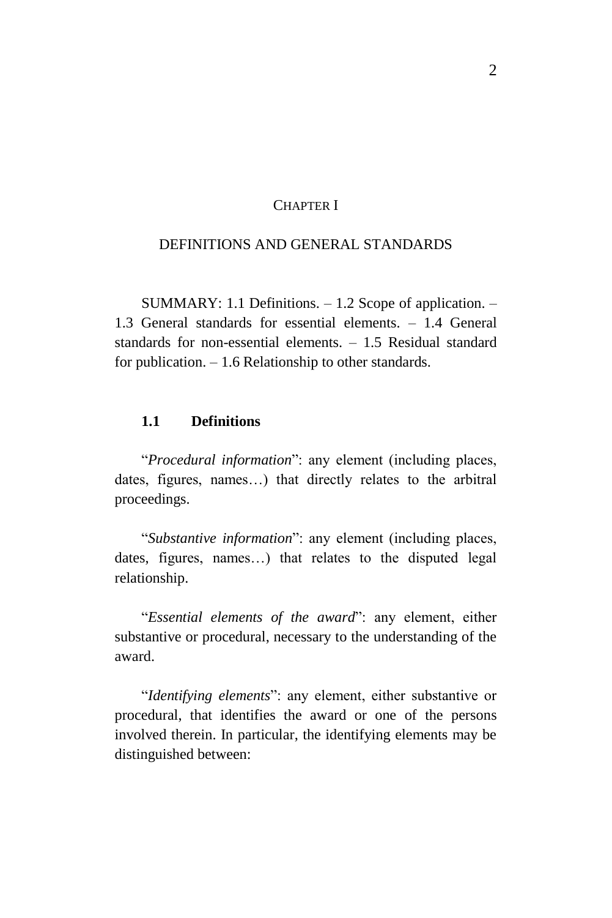# CHAPTER I

## DEFINITIONS AND GENERAL STANDARDS

SUMMARY: 1.1 Definitions. – 1.2 Scope of application. – 1.3 General standards for essential elements. – 1.4 General standards for non-essential elements. – 1.5 Residual standard for publication. – 1.6 Relationship to other standards.

### 1.1 Definitions

"*Procedural information*": any element (including places, dates, figures, names…) that directly relates to the arbitral proceedings.

"*Substantive information*": any element (including places, dates, figures, names…) that relates to the disputed legal relationship.

"*Essential elements of the award*": any element, either substantive or procedural, necessary to the understanding of the award.

"*Identifying elements*": any element, either substantive or procedural, that identifies the award or one of the persons involved therein. In particular, the identifying elements may be distinguished between: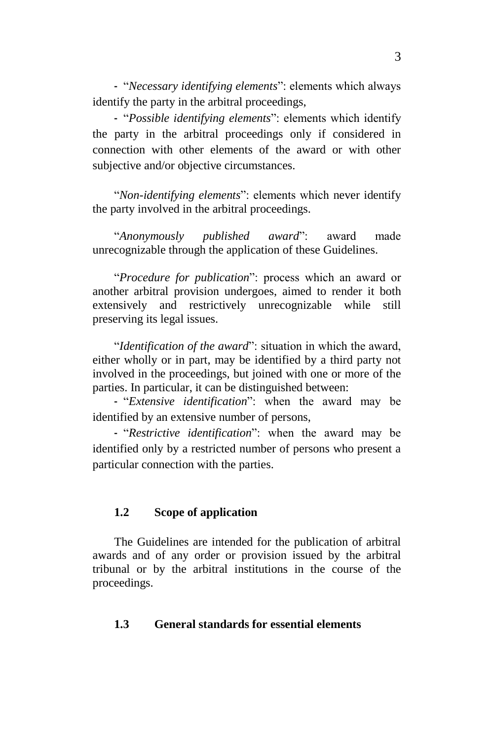- “*Necessary identifying elements*”: elements which always identify the party in the arbitral proceedings,

- “*Possible identifying elements*”: elements which identify the party in the arbitral proceedings only if considered in connection with other elements of the award or with other subjective and/or objective circumstances.

“*Non-identifying elements*”: elements which never identify the party involved in the arbitral proceedings.

“*Anonymously published award*”: award made unrecognizable through the application of these Guidelines.

“*Procedure for publication*”: process which an award or another arbitral provision undergoes, aimed to render it both extensively and restrictively unrecognizable while still preserving its legal issues.

“*Identification of the award*”: situation in which the award, either wholly or in part, may be identified by a third party not involved in the proceedings, but joined with one or more of the parties. In particular, it can be distinguished between:

- “*Extensive identification*”: when the award may be identified by an extensive number of persons,

- “*Restrictive identification*”: when the award may be identified only by a restricted number of persons who present a particular connection with the parties.

### 1.2 Scope of application

The Guidelines are intended for the publication of arbitral awards and of any order or provision issued by the arbitral tribunal or by the arbitral institutions in the course of the proceedings.

### 1.3 General standards for essential elements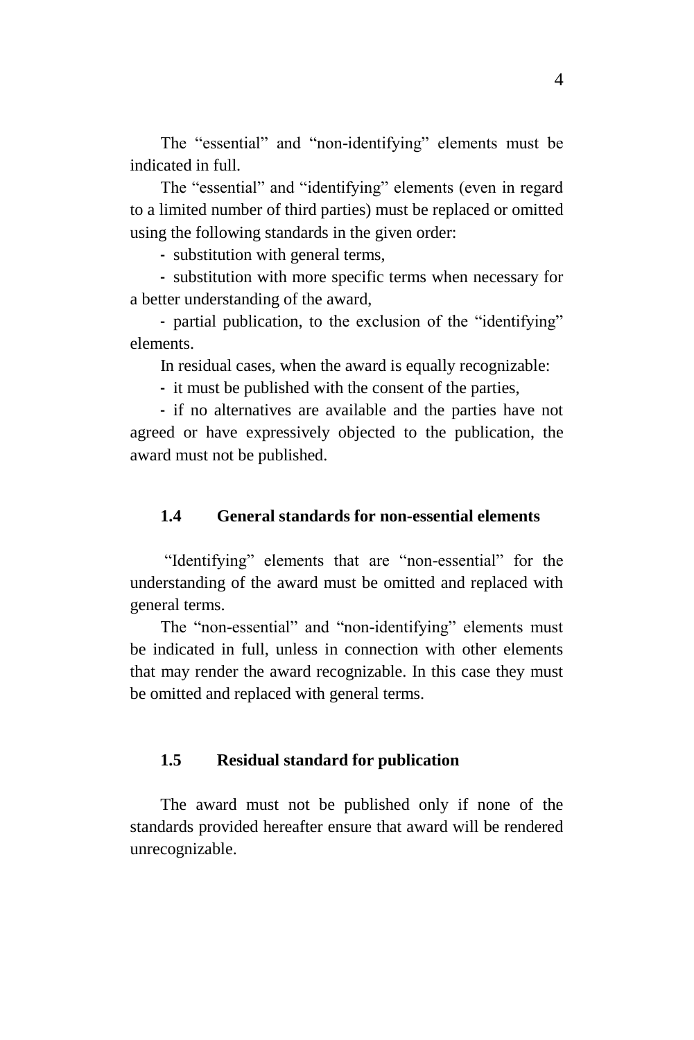The “essential” and “non-identifying” elements must be indicated in full.

The “essential” and “identifying” elements (even in regard to a limited number of third parties) must be replaced or omitted using the following standards in the given order:

- substitution with general terms,
- substitution with more specific terms when necessary for a better understanding of the award,
- partial publication, to the exclusion of the “identifying” elements.

In residual cases, when the award is equally recognizable:

- it must be published with the consent of the parties,
- if no alternatives are available and the parties have not agreed or have expressively objected to the publication, the award must not be published.

### 1.4 General standards for non-essential elements

“Identifying” elements that are “non-essential” for the understanding of the award must be omitted and replaced with general terms.

The “non-essential” and “non-identifying” elements must be indicated in full, unless in connection with other elements that may render the award recognizable. In this case they must be omitted and replaced with general terms.

### 1.5 Residual standard for publication

The award must not be published only if none of the standards provided hereafter ensure that award will be rendered unrecognizable.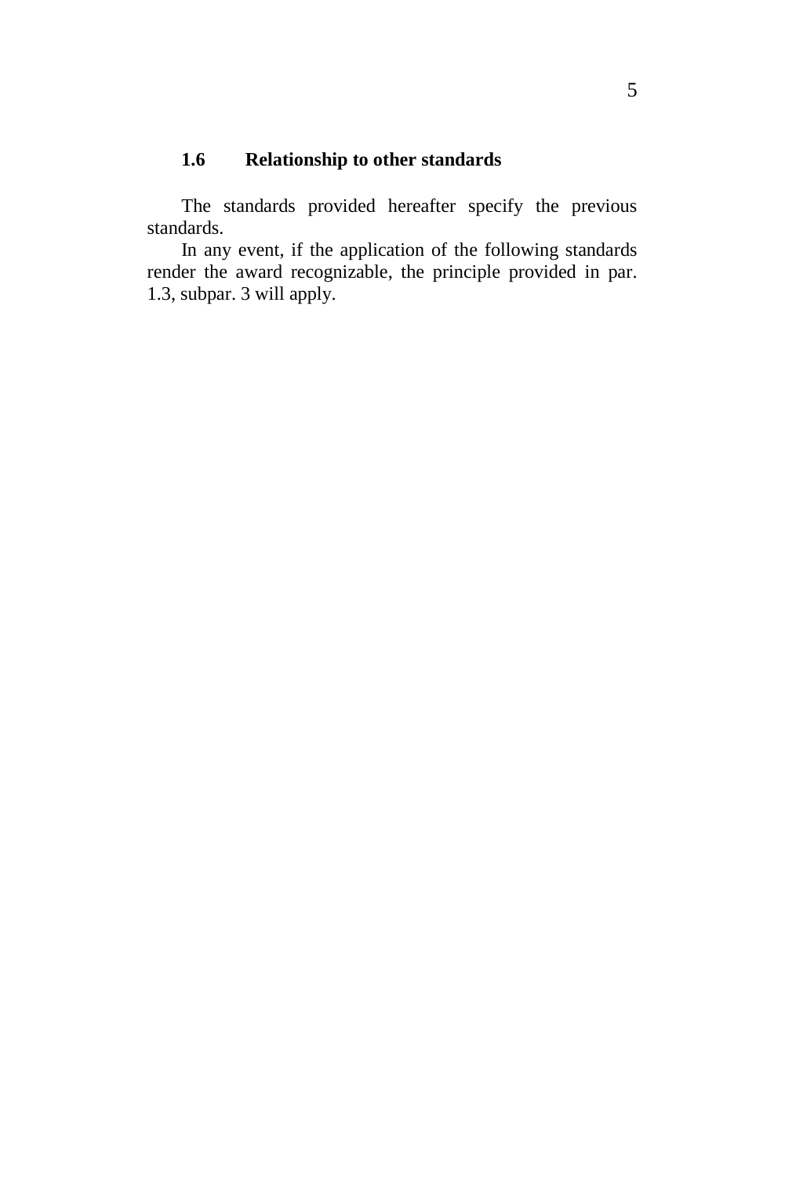## 1.6 Relationship to other standards

The standards provided hereafter specify the previous standards.

In any event, if the application of the following standards render the award recognizable, the principle provided in par. 1.3, subpar. 3 will apply.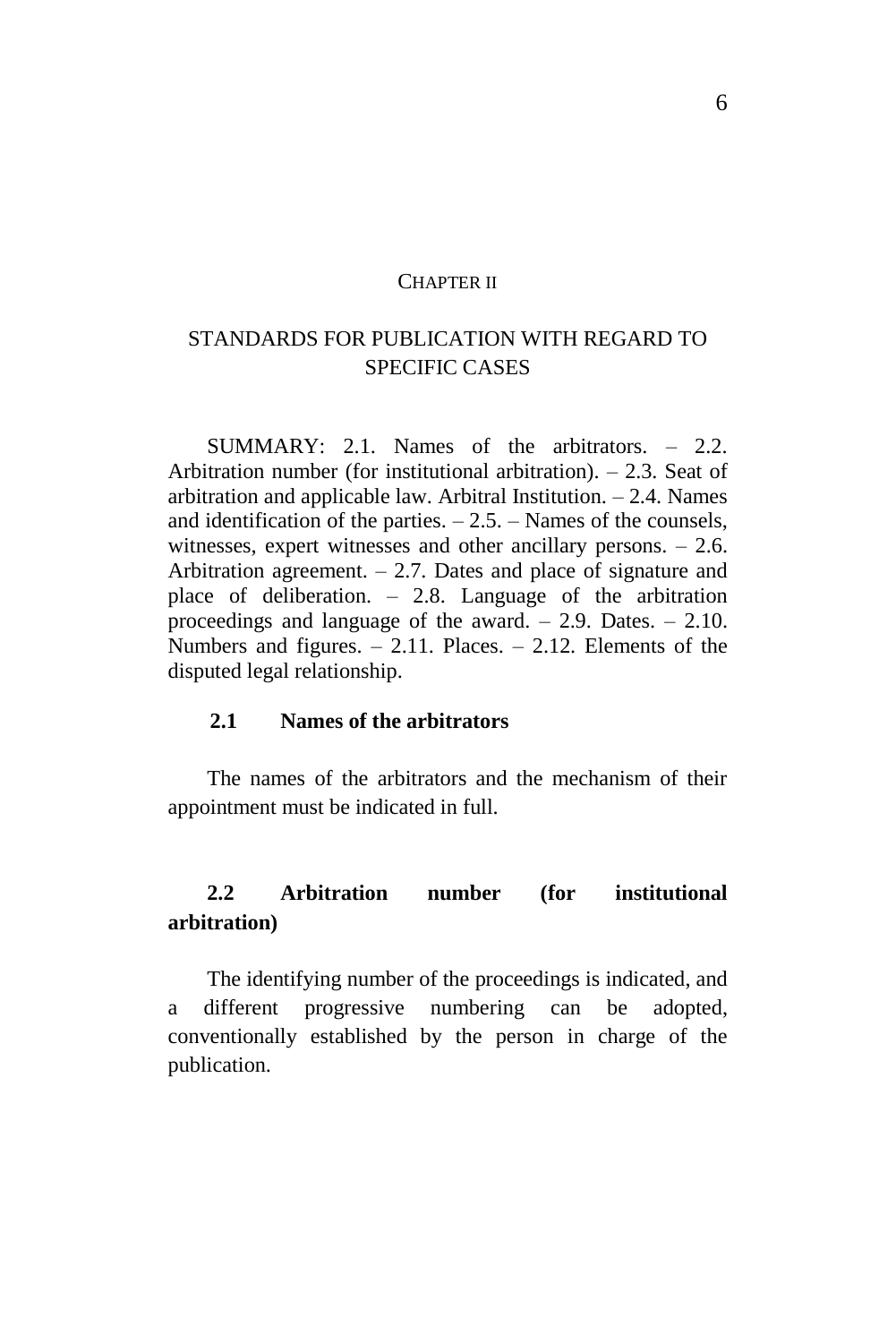# CHAPTER II

# STANDARDS FOR PUBLICATION WITH REGARD TO SPECIFIC CASES

SUMMARY: 2.1. Names of the arbitrators. – 2.2. Arbitration number (for institutional arbitration). – 2.3. Seat of arbitration and applicable law. Arbitral Institution. – 2.4. Names and identification of the parties. – 2.5. – Names of the counsels, witnesses, expert witnesses and other ancillary persons. – 2.6. Arbitration agreement. – 2.7. Dates and place of signature and place of deliberation. – 2.8. Language of the arbitration proceedings and language of the award. – 2.9. Dates. – 2.10. Numbers and figures. – 2.11. Places. – 2.12. Elements of the disputed legal relationship.

## 2.1 Names of the arbitrators

The names of the arbitrators and the mechanism of their appointment must be indicated in full.

## 2.2 Arbitration number (for institutional arbitration)

The identifying number of the proceedings is indicated, and a different progressive numbering can be adopted, conventionally established by the person in charge of the publication.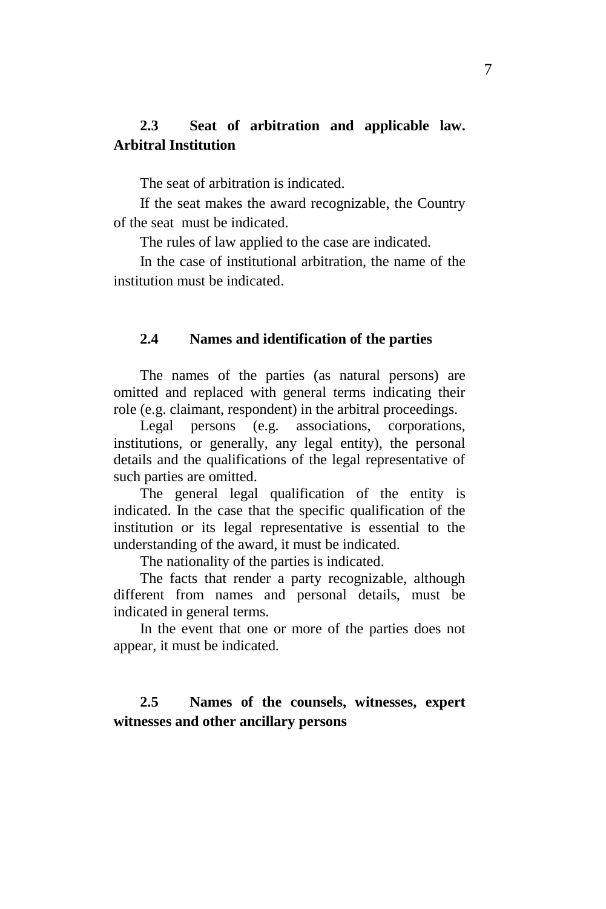### 2.3 Seat of arbitration and applicable law. Arbitral Institution

The seat of arbitration is indicated.

If the seat makes the award recognizable, the Country of the seat must be indicated.

The rules of law applied to the case are indicated.

In the case of institutional arbitration, the name of the institution must be indicated.

### 2.4 Names and identification of the parties

The names of the parties (as natural persons) are omitted and replaced with general terms indicating their role (e.g. claimant, respondent) in the arbitral proceedings.

Legal persons (e.g. associations, corporations, institutions, or generally, any legal entity), the personal details and the qualifications of the legal representative of such parties are omitted.

The general legal qualification of the entity is indicated. In the case that the specific qualification of the institution or its legal representative is essential to the understanding of the award, it must be indicated.

The nationality of the parties is indicated.

The facts that render a party recognizable, although different from names and personal details, must be indicated in general terms.

In the event that one or more of the parties does not appear, it must be indicated.

### 2.5 Names of the counsels, witnesses, expert witnesses and other ancillary persons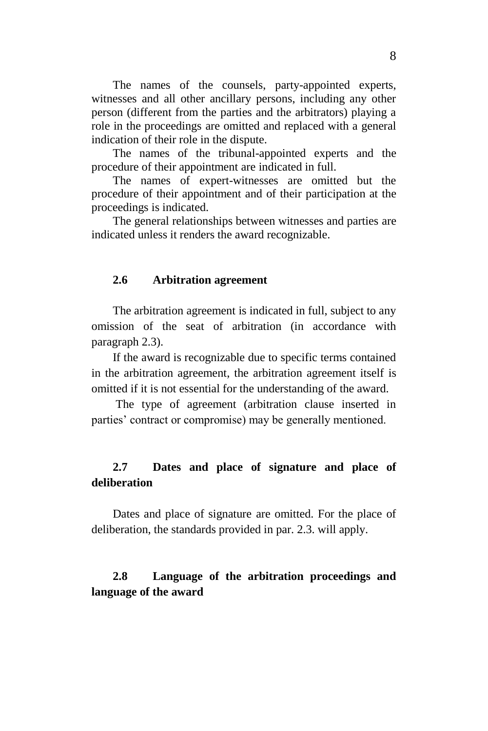The names of the counsels, party-appointed experts, witnesses and all other ancillary persons, including any other person (different from the parties and the arbitrators) playing a role in the proceedings are omitted and replaced with a general indication of their role in the dispute.

The names of the tribunal-appointed experts and the procedure of their appointment are indicated in full.

The names of expert-witnesses are omitted but the procedure of their appointment and of their participation at the proceedings is indicated.

The general relationships between witnesses and parties are indicated unless it renders the award recognizable.

## 2.6 Arbitration agreement

The arbitration agreement is indicated in full, subject to any omission of the seat of arbitration (in accordance with paragraph 2.3).

If the award is recognizable due to specific terms contained in the arbitration agreement, the arbitration agreement itself is omitted if it is not essential for the understanding of the award.

The type of agreement (arbitration clause inserted in parties' contract or compromise) may be generally mentioned.

## 2.7 Dates and place of signature and place of deliberation

Dates and place of signature are omitted. For the place of deliberation, the standards provided in par. 2.3. will apply.

## 2.8 Language of the arbitration proceedings and language of the award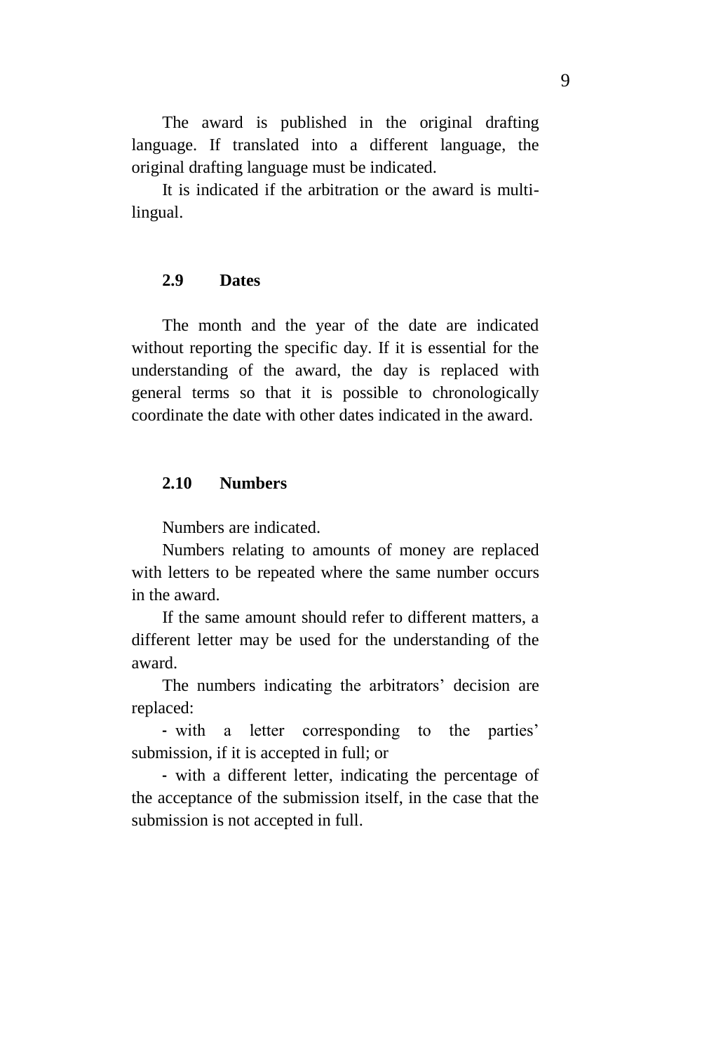The award is published in the original drafting language. If translated into a different language, the original drafting language must be indicated.

It is indicated if the arbitration or the award is multi-lingual.

### 2.9 Dates

The month and the year of the date are indicated without reporting the specific day. If it is essential for the understanding of the award, the day is replaced with general terms so that it is possible to chronologically coordinate the date with other dates indicated in the award.

### 2.10 Numbers

Numbers are indicated.

Numbers relating to amounts of money are replaced with letters to be repeated where the same number occurs in the award.

If the same amount should refer to different matters, a different letter may be used for the understanding of the award.

The numbers indicating the arbitrators' decision are replaced:

- with a letter corresponding to the parties' submission, if it is accepted in full; or
- with a different letter, indicating the percentage of the acceptance of the submission itself, in the case that the submission is not accepted in full.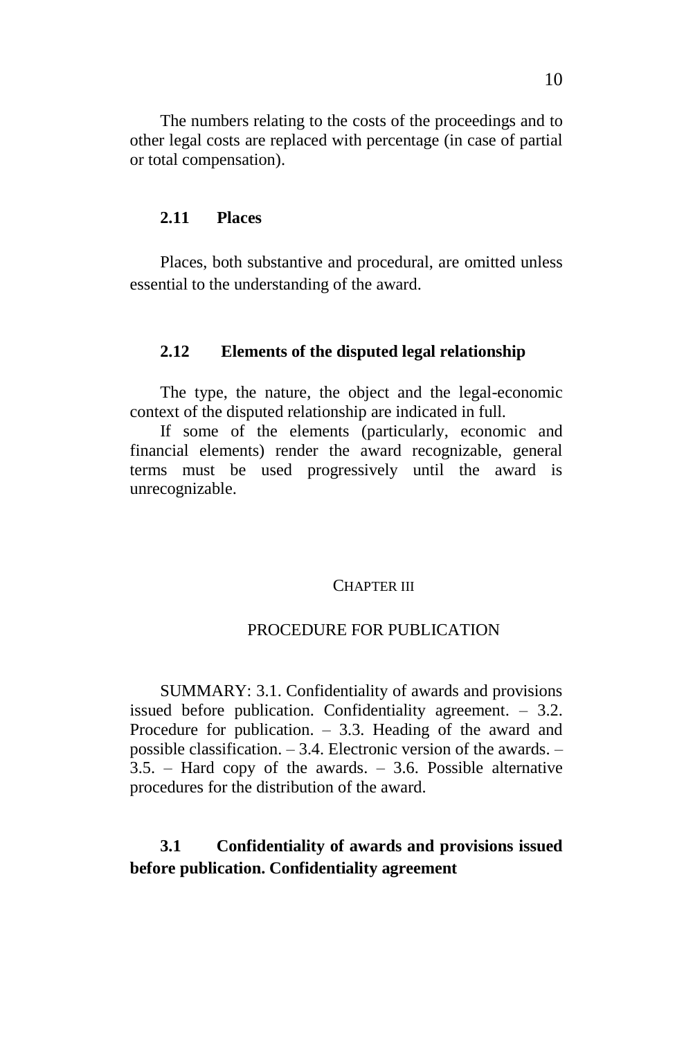The numbers relating to the costs of the proceedings and to other legal costs are replaced with percentage (in case of partial or total compensation).

### 2.11 Places

Places, both substantive and procedural, are omitted unless essential to the understanding of the award.

### 2.12 Elements of the disputed legal relationship

The type, the nature, the object and the legal-economic context of the disputed relationship are indicated in full.

If some of the elements (particularly, economic and financial elements) render the award recognizable, general terms must be used progressively until the award is unrecognizable.

## CHAPTER III

## PROCEDURE FOR PUBLICATION

SUMMARY: 3.1. Confidentiality of awards and provisions issued before publication. Confidentiality agreement. – 3.2. Procedure for publication. – 3.3. Heading of the award and possible classification. – 3.4. Electronic version of the awards. – 3.5. – Hard copy of the awards. – 3.6. Possible alternative procedures for the distribution of the award.

### 3.1 Confidentiality of awards and provisions issued before publication. Confidentiality agreement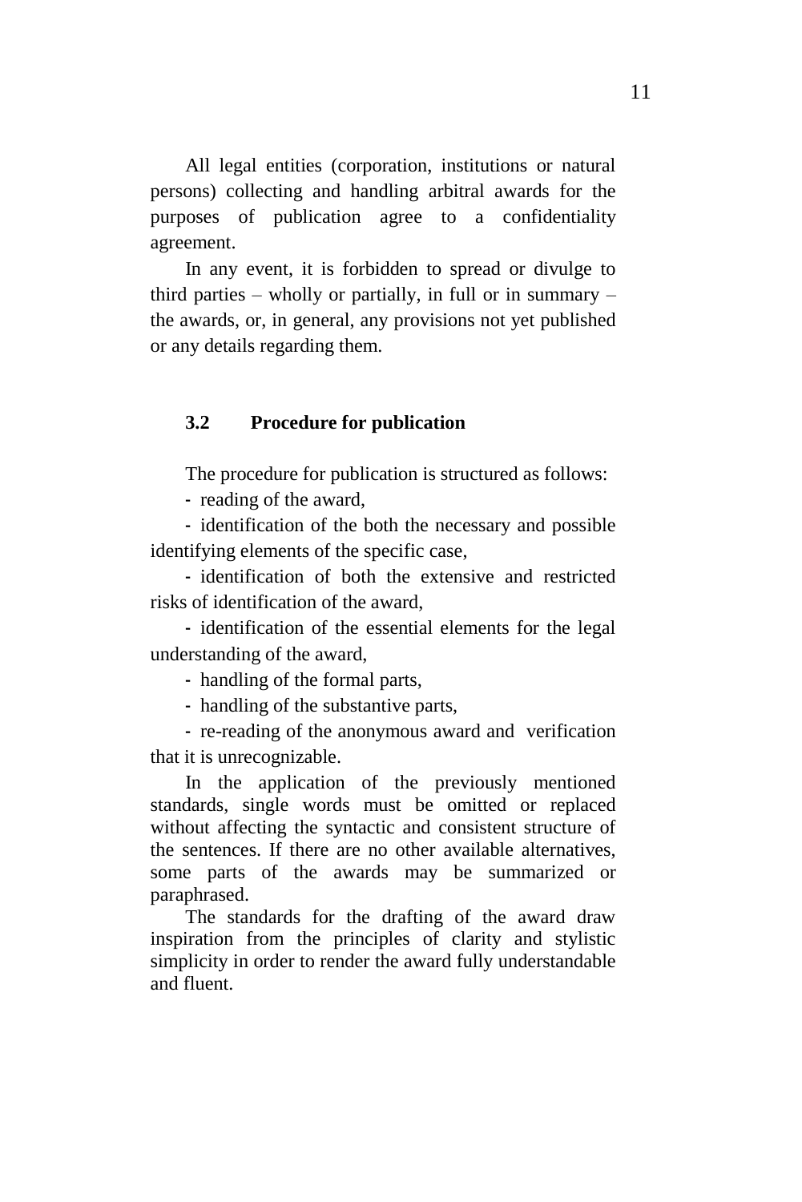All legal entities (corporation, institutions or natural persons) collecting and handling arbitral awards for the purposes of publication agree to a confidentiality agreement.

In any event, it is forbidden to spread or divulge to third parties – wholly or partially, in full or in summary – the awards, or, in general, any provisions not yet published or any details regarding them.

### 3.2 Procedure for publication

The procedure for publication is structured as follows:

- reading of the award,
- identification of the both the necessary and possible identifying elements of the specific case,
- identification of both the extensive and restricted risks of identification of the award,
- identification of the essential elements for the legal understanding of the award,
- handling of the formal parts,
- handling of the substantive parts,
- re-reading of the anonymous award and verification that it is unrecognizable.

In the application of the previously mentioned standards, single words must be omitted or replaced without affecting the syntactic and consistent structure of the sentences. If there are no other available alternatives, some parts of the awards may be summarized or paraphrased.

The standards for the drafting of the award draw inspiration from the principles of clarity and stylistic simplicity in order to render the award fully understandable and fluent.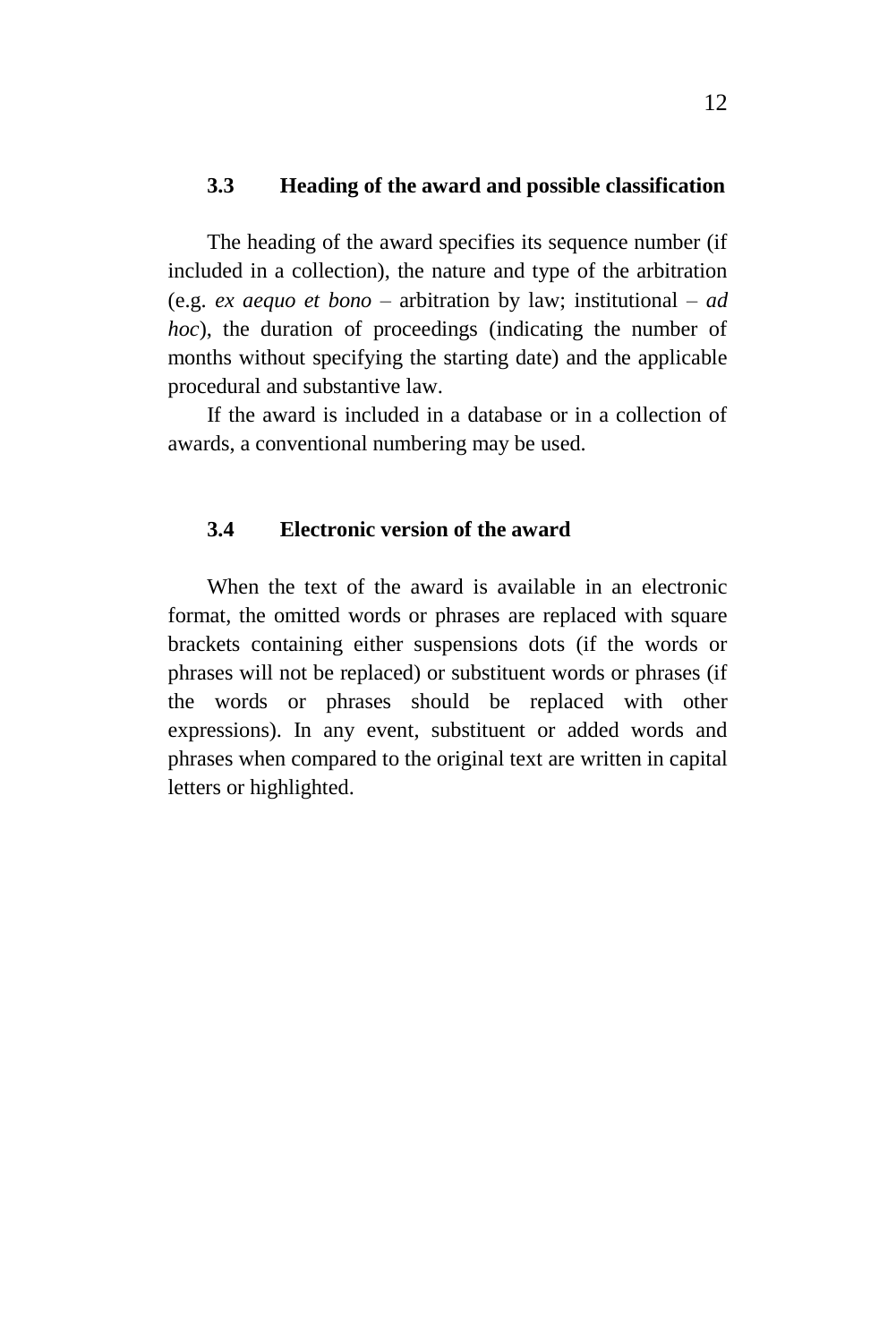### 3.3 Heading of the award and possible classification

The heading of the award specifies its sequence number (if included in a collection), the nature and type of the arbitration (e.g. *ex aequo et bono* – arbitration by law; institutional – *ad hoc*), the duration of proceedings (indicating the number of months without specifying the starting date) and the applicable procedural and substantive law.

If the award is included in a database or in a collection of awards, a conventional numbering may be used.

### 3.4 Electronic version of the award

When the text of the award is available in an electronic format, the omitted words or phrases are replaced with square brackets containing either suspensions dots (if the words or phrases will not be replaced) or substituent words or phrases (if the words or phrases should be replaced with other expressions). In any event, substituent or added words and phrases when compared to the original text are written in capital letters or highlighted.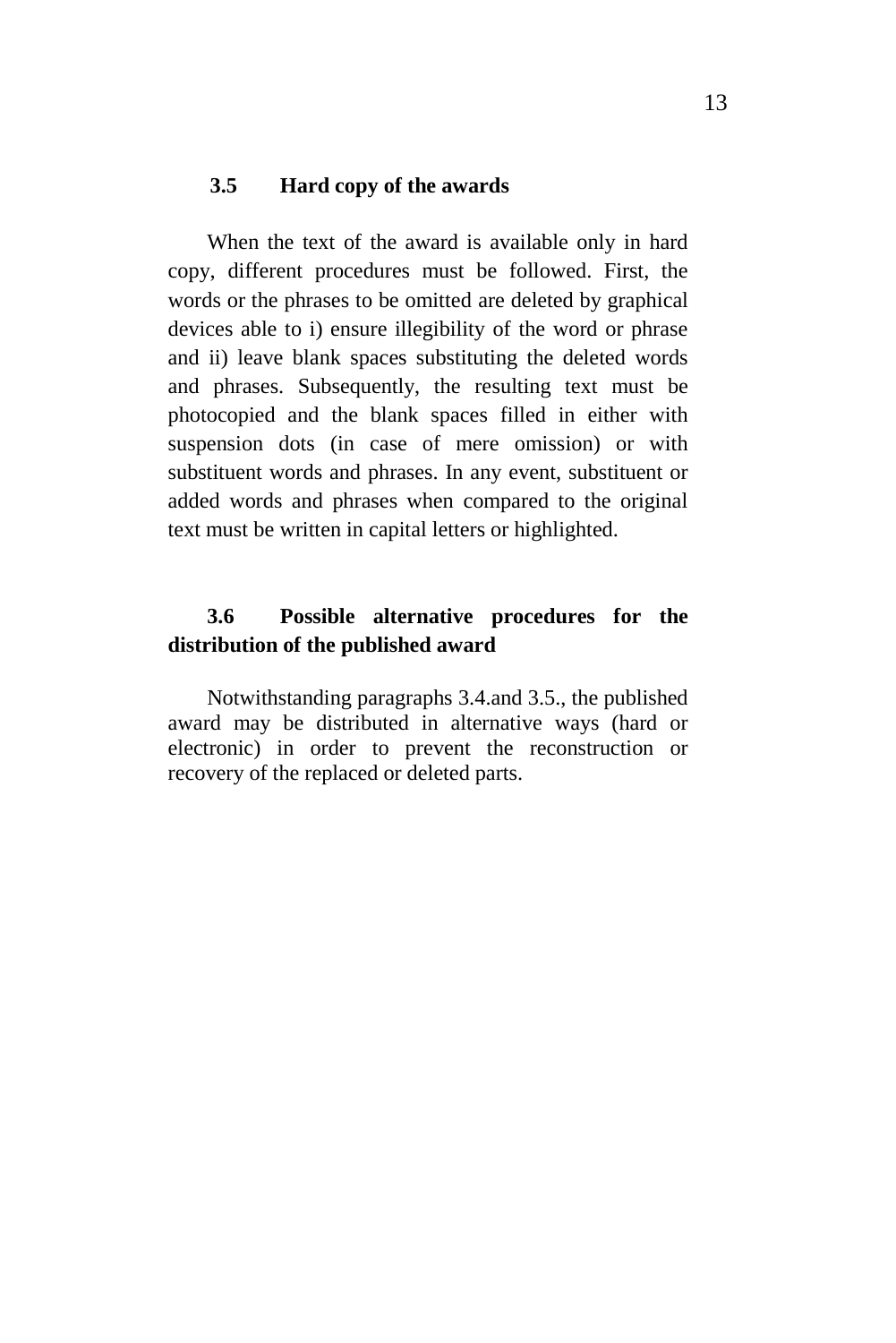### 3.5 Hard copy of the awards

When the text of the award is available only in hard copy, different procedures must be followed. First, the words or the phrases to be omitted are deleted by graphical devices able to i) ensure illegibility of the word or phrase and ii) leave blank spaces substituting the deleted words and phrases. Subsequently, the resulting text must be photocopied and the blank spaces filled in either with suspension dots (in case of mere omission) or with substituent words and phrases. In any event, substituent or added words and phrases when compared to the original text must be written in capital letters or highlighted.

### 3.6 Possible alternative procedures for the distribution of the published award

Notwithstanding paragraphs 3.4.and 3.5., the published award may be distributed in alternative ways (hard or electronic) in order to prevent the reconstruction or recovery of the replaced or deleted parts.